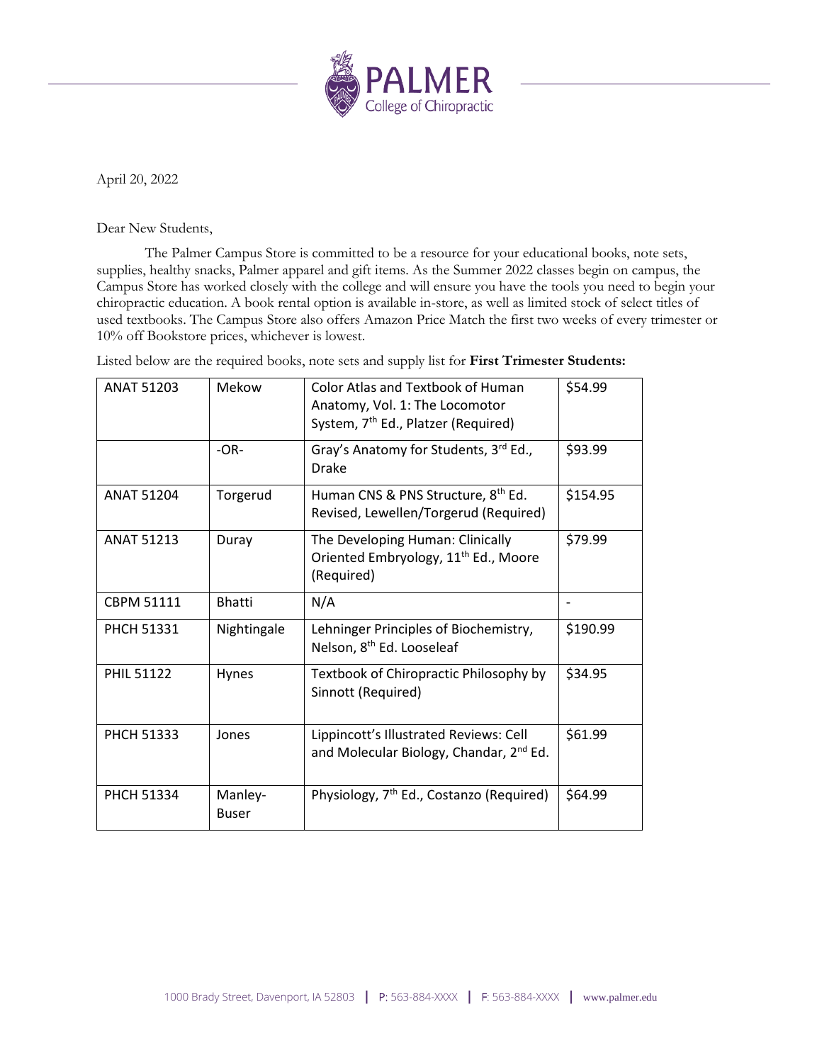April 20, 2022

Dear New Students,

The Palmer Campus Store is committed to be a resource for your educational books, note sets, supplies, healthy snacks, Palmer apparel and gift items. As the Summer 2022 classes begin on campus, the Campus Store has worked closely with the college and will ensure you have the tools you need to begin your chiropractic education. A book rental option is available in-store, as well as limited stock of select titles of used textbooks. The Campus Store also offers Amazon Price Match the first two weeks of every trimester or 10% off Bookstore prices, whichever is lowest.

Listed below are the required books, note sets and supply list for **First Trimester Students:**

| | | | |
|---|---|---|---|
| ANAT 51203 | Mekow | Color Atlas and Textbook of Human Anatomy, Vol. 1: The Locomotor System, 7th Ed., Platzer (Required) | $54.99 |
| | -OR- | Gray's Anatomy for Students, 3rd Ed., Drake | $93.99 |
| ANAT 51204 | Torgerud | Human CNS & PNS Structure, 8th Ed. Revised, Lewellen/Torgerud (Required) | $154.95 |
| ANAT 51213 | Duray | The Developing Human: Clinically Oriented Embryology, 11th Ed., Moore (Required) | $79.99 |
| CBPM 51111 | Bhatti | N/A | - |
| PHCH 51331 | Nightingale | Lehninger Principles of Biochemistry, Nelson, 8th Ed. Looseleaf | $190.99 |
| PHIL 51122 | Hynes | Textbook of Chiropractic Philosophy by Sinnott (Required) | $34.95 |
| PHCH 51333 | Jones | Lippincott's Illustrated Reviews: Cell and Molecular Biology, Chandar, 2nd Ed. | $61.99 |
| PHCH 51334 | Manley-Buser | Physiology, 7th Ed., Costanzo (Required) | $64.99 |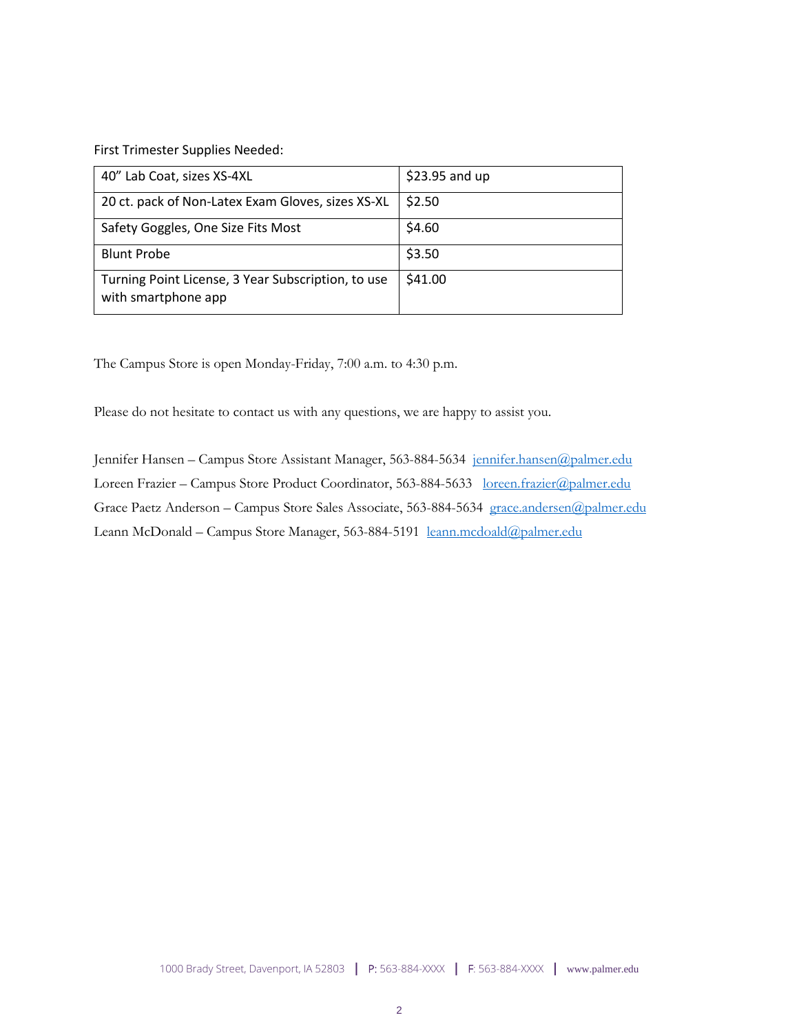First Trimester Supplies Needed:

| | |
|---|---|
| 40" Lab Coat, sizes XS-4XL | $23.95 and up |
| 20 ct. pack of Non-Latex Exam Gloves, sizes XS-XL | $2.50 |
| Safety Goggles, One Size Fits Most | $4.60 |
| Blunt Probe | $3.50 |
| Turning Point License, 3 Year Subscription, to use with smartphone app | $41.00 |

The Campus Store is open Monday-Friday, 7:00 a.m. to 4:30 p.m.

Please do not hesitate to contact us with any questions, we are happy to assist you.

Jennifer Hansen – Campus Store Assistant Manager, 563-884-5634 jennifer.hansen@palmer.edu
Loreen Frazier – Campus Store Product Coordinator, 563-884-5633 loreen.frazier@palmer.edu
Grace Paetz Anderson – Campus Store Sales Associate, 563-884-5634 grace.andersen@palmer.edu
Leann McDonald – Campus Store Manager, 563-884-5191 leann.mcdoald@palmer.edu

1000 Brady Street, Davenport, IA 52803 | P: 563-884-XXXX | F: 563-884-XXXX | www.palmer.edu